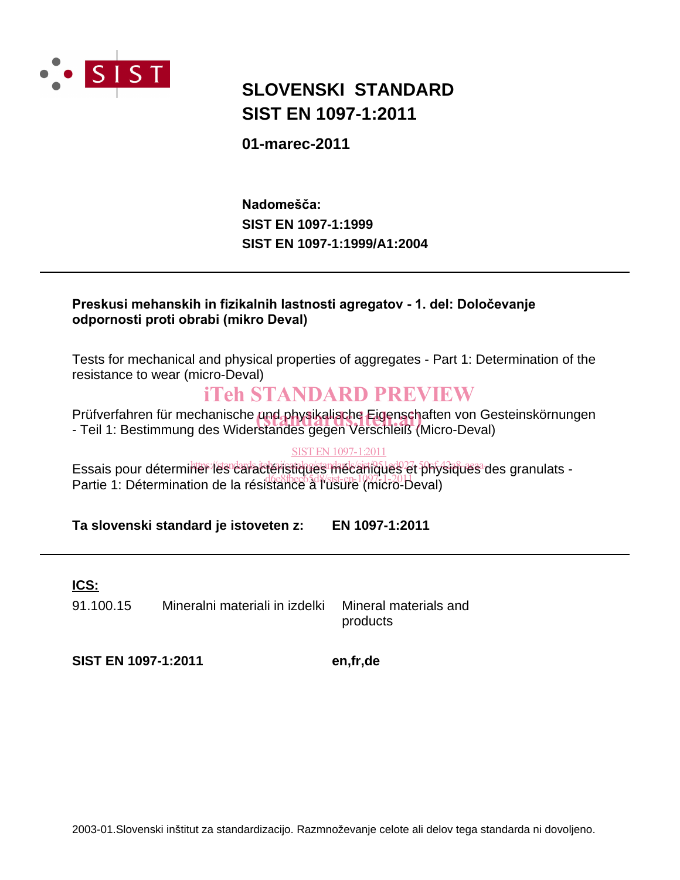SIST

# SLOVENSKI STANDARD
# SIST EN 1097-1:2011

**01-marec-2011**

**Nadomešča:**
**SIST EN 1097-1:1999**
**SIST EN 1097-1:1999/A1:2004**

---

**Preskusi mehanskih in fizikalnih lastnosti agregatov - 1. del: Določevanje odpornosti proti obrabi (mikro Deval)**

Tests for mechanical and physical properties of aggregates - Part 1: Determination of the resistance to wear (micro-Deval)

iTeh STANDARD PREVIEW
(standards.iteh.ai)

Prüfverfahren für mechanische und physikalische Eigenschaften von Gesteinskörnungen - Teil 1: Bestimmung des Widerstandes gegen Verschleiß (Micro-Deval)

SIST EN 1097-1:2011
https://standards.iteh.ai/catalog/standards/sist/951ed027-50cf-42a8-aeaa-d6e8fbec63d8/sist-en-1097-1-2011

Essais pour déterminer les caractéristiques mécaniques et physiques des granulats - Partie 1: Détermination de la résistance à l'usure (micro-Deval)

**Ta slovenski standard je istoveten z:** **EN 1097-1:2011**

---

**ICS:**

| | | |
|---|---|---|
| 91.100.15 | Mineralni materiali in izdelki | Mineral materials and products |

**SIST EN 1097-1:2011** **en,fr,de**

2003-01.Slovenski inštitut za standardizacijo. Razmnoževanje celote ali delov tega standarda ni dovoljeno.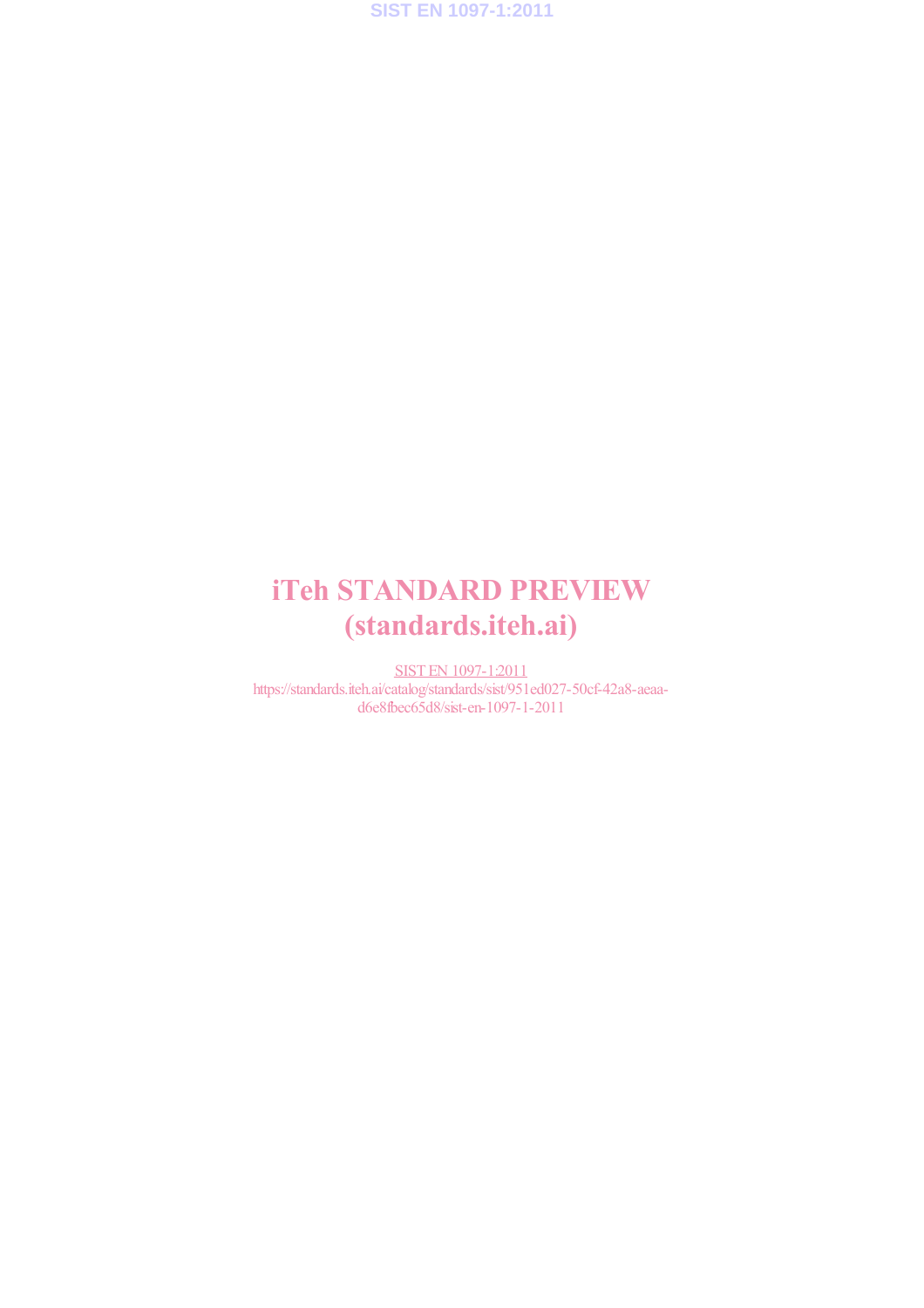# iTeh STANDARD PREVIEW
# (standards.iteh.ai)

SIST EN 1097-1:2011
https://standards.iteh.ai/catalog/standards/sist/951ed027-50cf-42a8-aeaa-d6e8fbec65d8/sist-en-1097-1-2011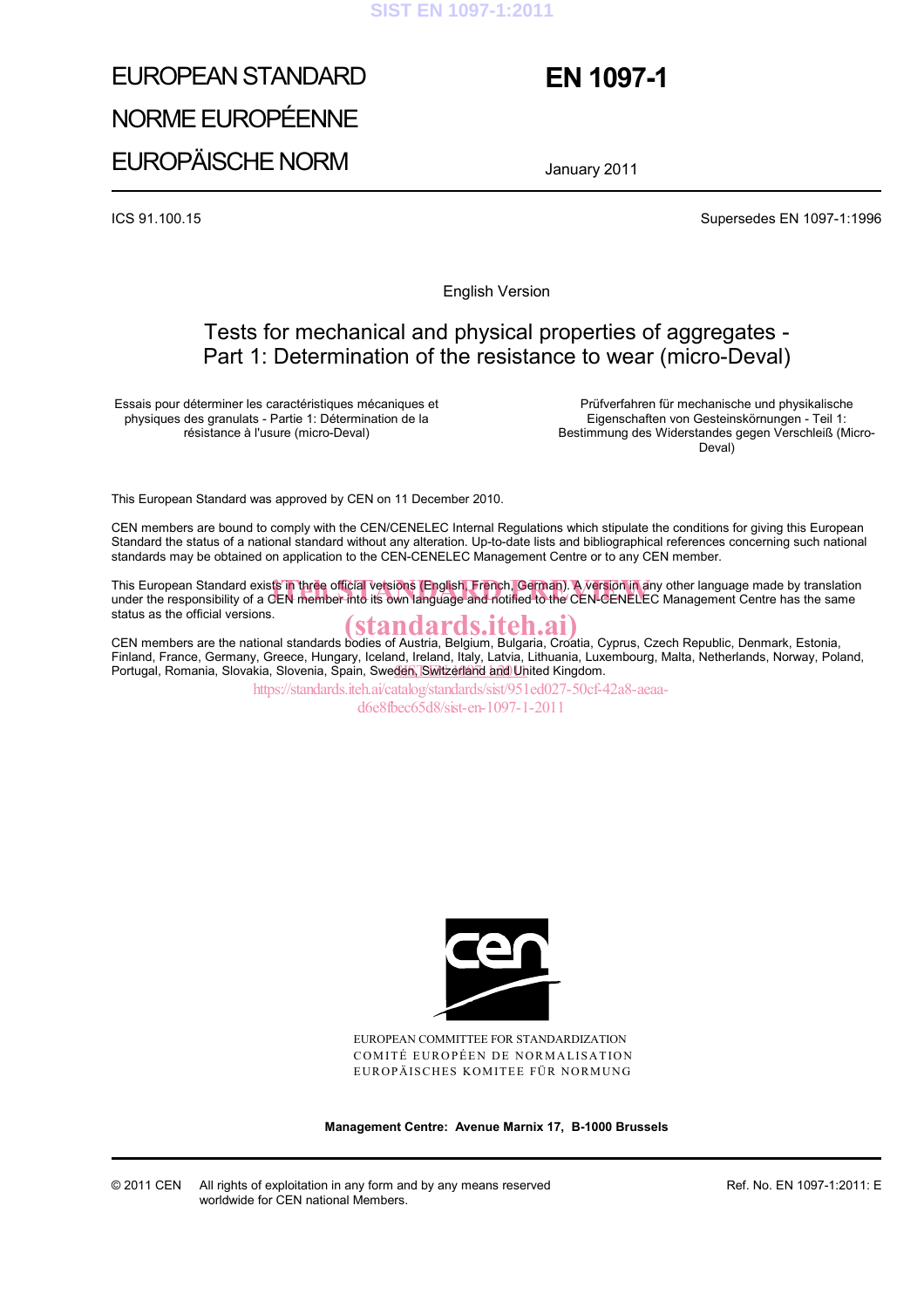EUROPEAN STANDARD

NORME EUROPÉENNE

EUROPÄISCHE NORM

# EN 1097-1

January 2011

ICS 91.100.15

Supersedes EN 1097-1:1996

English Version

## Tests for mechanical and physical properties of aggregates - Part 1: Determination of the resistance to wear (micro-Deval)

Essais pour déterminer les caractéristiques mécaniques et physiques des granulats - Partie 1: Détermination de la résistance à l'usure (micro-Deval)

Prüfverfahren für mechanische und physikalische Eigenschaften von Gesteinskörnungen - Teil 1: Bestimmung des Widerstandes gegen Verschleiß (Micro-Deval)

This European Standard was approved by CEN on 11 December 2010.

CEN members are bound to comply with the CEN/CENELEC Internal Regulations which stipulate the conditions for giving this European Standard the status of a national standard without any alteration. Up-to-date lists and bibliographical references concerning such national standards may be obtained on application to the CEN-CENELEC Management Centre or to any CEN member.

This European Standard exists in three official versions (English, French, German). A version in any other language made by translation under the responsibility of a CEN member into its own language and notified to the CEN-CENELEC Management Centre has the same status as the official versions.

CEN members are the national standards bodies of Austria, Belgium, Bulgaria, Croatia, Cyprus, Czech Republic, Denmark, Estonia, Finland, France, Germany, Greece, Hungary, Iceland, Ireland, Italy, Latvia, Lithuania, Luxembourg, Malta, Netherlands, Norway, Poland, Portugal, Romania, Slovakia, Slovenia, Spain, Sweden, Switzerland and United Kingdom.

EUROPEAN COMMITTEE FOR STANDARDIZATION
COMITÉ EUROPÉEN DE NORMALISATION
EUROPÄISCHES KOMITEE FÜR NORMUNG

**Management Centre: Avenue Marnix 17, B-1000 Brussels**

© 2011 CEN All rights of exploitation in any form and by any means reserved worldwide for CEN national Members.

Ref. No. EN 1097-1:2011: E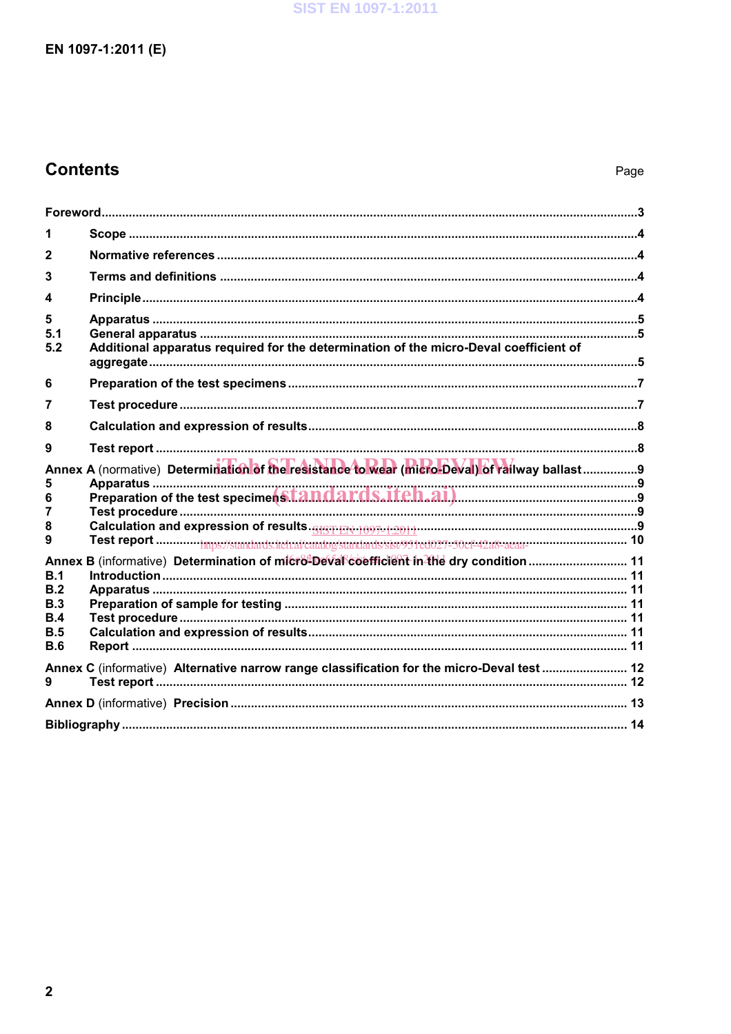## Contents

Page

Foreword ...3

1 Scope ...4

2 Normative references ...4

3 Terms and definitions ...4

4 Principle ...4

5 Apparatus ...5

5.1 General apparatus ...5

5.2 Additional apparatus required for the determination of the micro-Deval coefficient of aggregate ...5

6 Preparation of the test specimens ...7

7 Test procedure ...7

8 Calculation and expression of results ...8

9 Test report ...8

Annex A (normative) Determination of the resistance to wear (micro-Deval) of railway ballast ...9

5 Apparatus ...9

6 Preparation of the test specimens ...9

7 Test procedure ...9

8 Calculation and expression of results ...9

9 Test report ...10

Annex B (informative) Determination of micro-Deval coefficient in the dry condition ...11

B.1 Introduction ...11

B.2 Apparatus ...11

B.3 Preparation of sample for testing ...11

B.4 Test procedure ...11

B.5 Calculation and expression of results ...11

B.6 Report ...11

Annex C (informative) Alternative narrow range classification for the micro-Deval test ...12

9 Test report ...12

Annex D (informative) Precision ...13

Bibliography ...14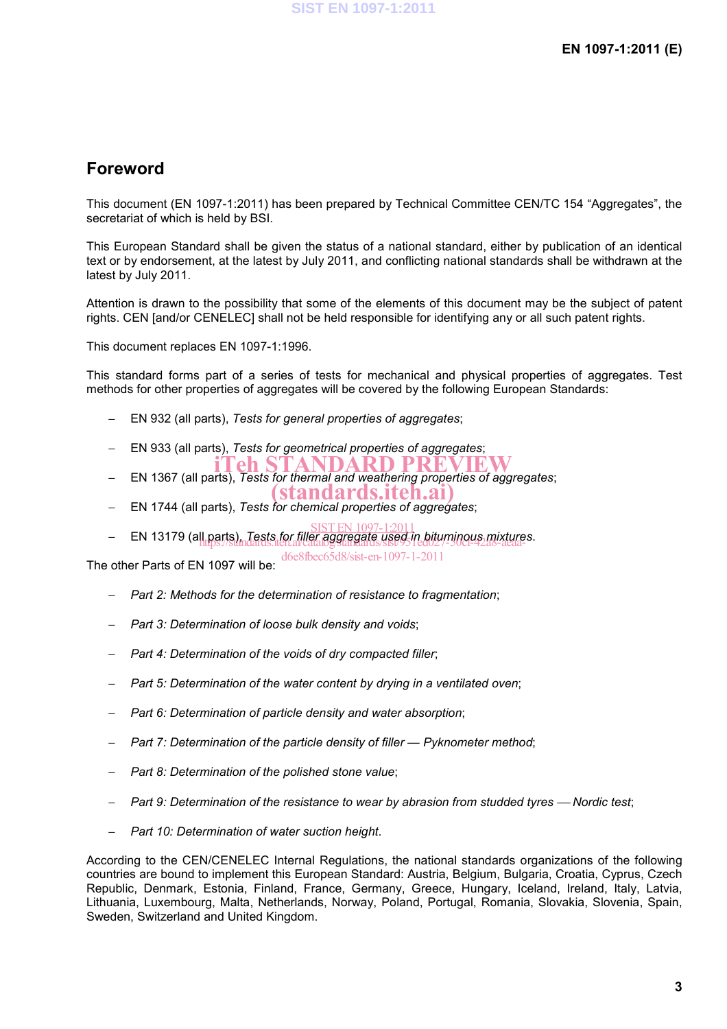## Foreword

This document (EN 1097-1:2011) has been prepared by Technical Committee CEN/TC 154 "Aggregates", the secretariat of which is held by BSI.

This European Standard shall be given the status of a national standard, either by publication of an identical text or by endorsement, at the latest by July 2011, and conflicting national standards shall be withdrawn at the latest by July 2011.

Attention is drawn to the possibility that some of the elements of this document may be the subject of patent rights. CEN [and/or CENELEC] shall not be held responsible for identifying any or all such patent rights.

This document replaces EN 1097-1:1996.

This standard forms part of a series of tests for mechanical and physical properties of aggregates. Test methods for other properties of aggregates will be covered by the following European Standards:

- EN 932 (all parts), *Tests for general properties of aggregates*;
- EN 933 (all parts), *Tests for geometrical properties of aggregates*;
- EN 1367 (all parts), *Tests for thermal and weathering properties of aggregates*;
- EN 1744 (all parts), *Tests for chemical properties of aggregates*;
- EN 13179 (all parts), *Tests for filler aggregate used in bituminous mixtures*.

The other Parts of EN 1097 will be:

- *Part 2: Methods for the determination of resistance to fragmentation*;
- *Part 3: Determination of loose bulk density and voids*;
- *Part 4: Determination of the voids of dry compacted filler*;
- *Part 5: Determination of the water content by drying in a ventilated oven*;
- *Part 6: Determination of particle density and water absorption*;
- *Part 7: Determination of the particle density of filler — Pyknometer method*;
- *Part 8: Determination of the polished stone value*;
- *Part 9: Determination of the resistance to wear by abrasion from studded tyres — Nordic test*;
- *Part 10: Determination of water suction height*.

According to the CEN/CENELEC Internal Regulations, the national standards organizations of the following countries are bound to implement this European Standard: Austria, Belgium, Bulgaria, Croatia, Cyprus, Czech Republic, Denmark, Estonia, Finland, France, Germany, Greece, Hungary, Iceland, Ireland, Italy, Latvia, Lithuania, Luxembourg, Malta, Netherlands, Norway, Poland, Portugal, Romania, Slovakia, Slovenia, Spain, Sweden, Switzerland and United Kingdom.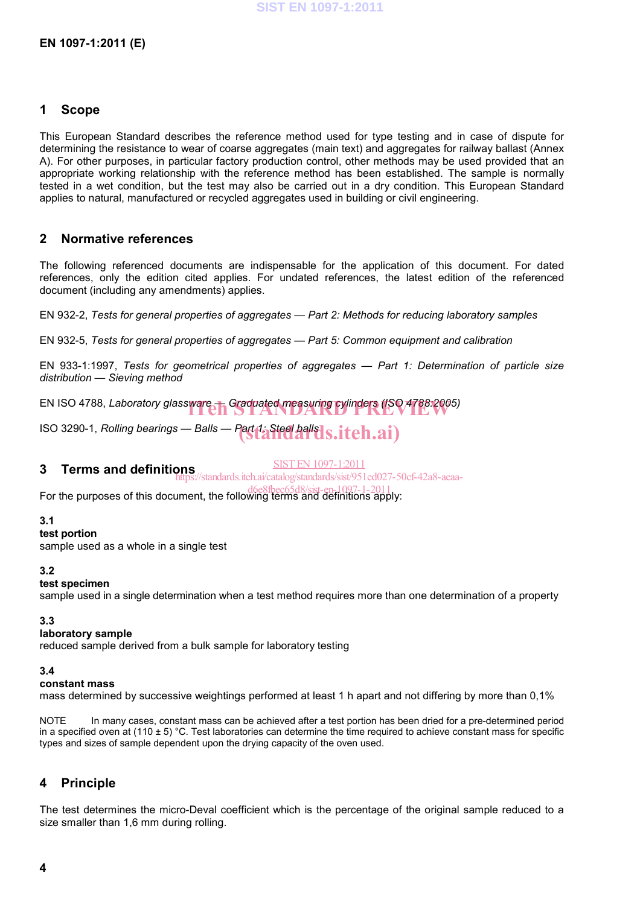## 1 Scope

This European Standard describes the reference method used for type testing and in case of dispute for determining the resistance to wear of coarse aggregates (main text) and aggregates for railway ballast (Annex A). For other purposes, in particular factory production control, other methods may be used provided that an appropriate working relationship with the reference method has been established. The sample is normally tested in a wet condition, but the test may also be carried out in a dry condition. This European Standard applies to natural, manufactured or recycled aggregates used in building or civil engineering.

## 2 Normative references

The following referenced documents are indispensable for the application of this document. For dated references, only the edition cited applies. For undated references, the latest edition of the referenced document (including any amendments) applies.

EN 932-2, *Tests for general properties of aggregates — Part 2: Methods for reducing laboratory samples*

EN 932-5, *Tests for general properties of aggregates — Part 5: Common equipment and calibration*

EN 933-1:1997, *Tests for geometrical properties of aggregates — Part 1: Determination of particle size distribution — Sieving method*

EN ISO 4788, *Laboratory glassware — Graduated measuring cylinders (ISO 4788:2005)*

ISO 3290-1, *Rolling bearings — Balls — Part 1: Steel balls*

## 3 Terms and definitions

For the purposes of this document, the following terms and definitions apply:

**3.1**
**test portion**
sample used as a whole in a single test

**3.2**
**test specimen**
sample used in a single determination when a test method requires more than one determination of a property

**3.3**
**laboratory sample**
reduced sample derived from a bulk sample for laboratory testing

**3.4**
**constant mass**
mass determined by successive weightings performed at least 1 h apart and not differing by more than 0,1%

NOTE In many cases, constant mass can be achieved after a test portion has been dried for a pre-determined period in a specified oven at (110 ± 5) °C. Test laboratories can determine the time required to achieve constant mass for specific types and sizes of sample dependent upon the drying capacity of the oven used.

## 4 Principle

The test determines the micro-Deval coefficient which is the percentage of the original sample reduced to a size smaller than 1,6 mm during rolling.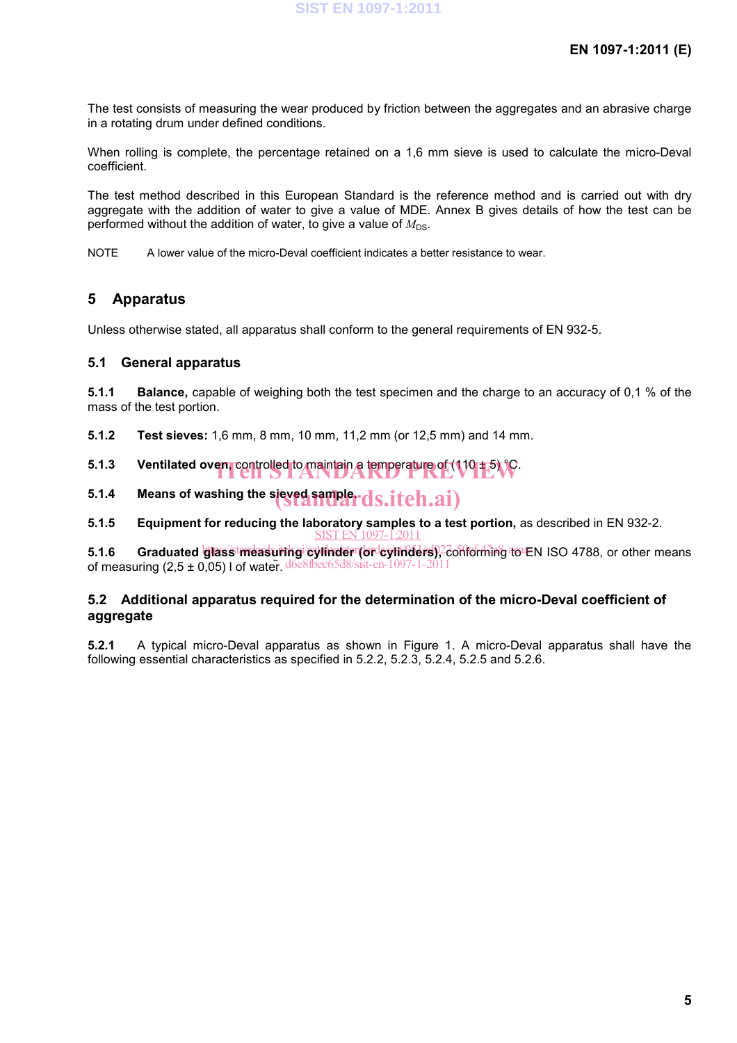The test consists of measuring the wear produced by friction between the aggregates and an abrasive charge in a rotating drum under defined conditions.

When rolling is complete, the percentage retained on a 1,6 mm sieve is used to calculate the micro-Deval coefficient.

The test method described in this European Standard is the reference method and is carried out with dry aggregate with the addition of water to give a value of MDE. Annex B gives details of how the test can be performed without the addition of water, to give a value of $M_{DS}$.

NOTE A lower value of the micro-Deval coefficient indicates a better resistance to wear.

## 5 Apparatus

Unless otherwise stated, all apparatus shall conform to the general requirements of EN 932-5.

### 5.1 General apparatus

**5.1.1 Balance,** capable of weighing both the test specimen and the charge to an accuracy of 0,1 % of the mass of the test portion.

**5.1.2 Test sieves:** 1,6 mm, 8 mm, 10 mm, 11,2 mm (or 12,5 mm) and 14 mm.

**5.1.3 Ventilated oven,** controlled to maintain a temperature of (110 ± 5) °C.

**5.1.4 Means of washing the sieved sample.**

**5.1.5 Equipment for reducing the laboratory samples to a test portion,** as described in EN 932-2.

**5.1.6 Graduated glass measuring cylinder (or cylinders),** conforming to EN ISO 4788, or other means of measuring (2,5 ± 0,05) l of water.

### 5.2 Additional apparatus required for the determination of the micro-Deval coefficient of aggregate

**5.2.1** A typical micro-Deval apparatus as shown in Figure 1. A micro-Deval apparatus shall have the following essential characteristics as specified in 5.2.2, 5.2.3, 5.2.4, 5.2.5 and 5.2.6.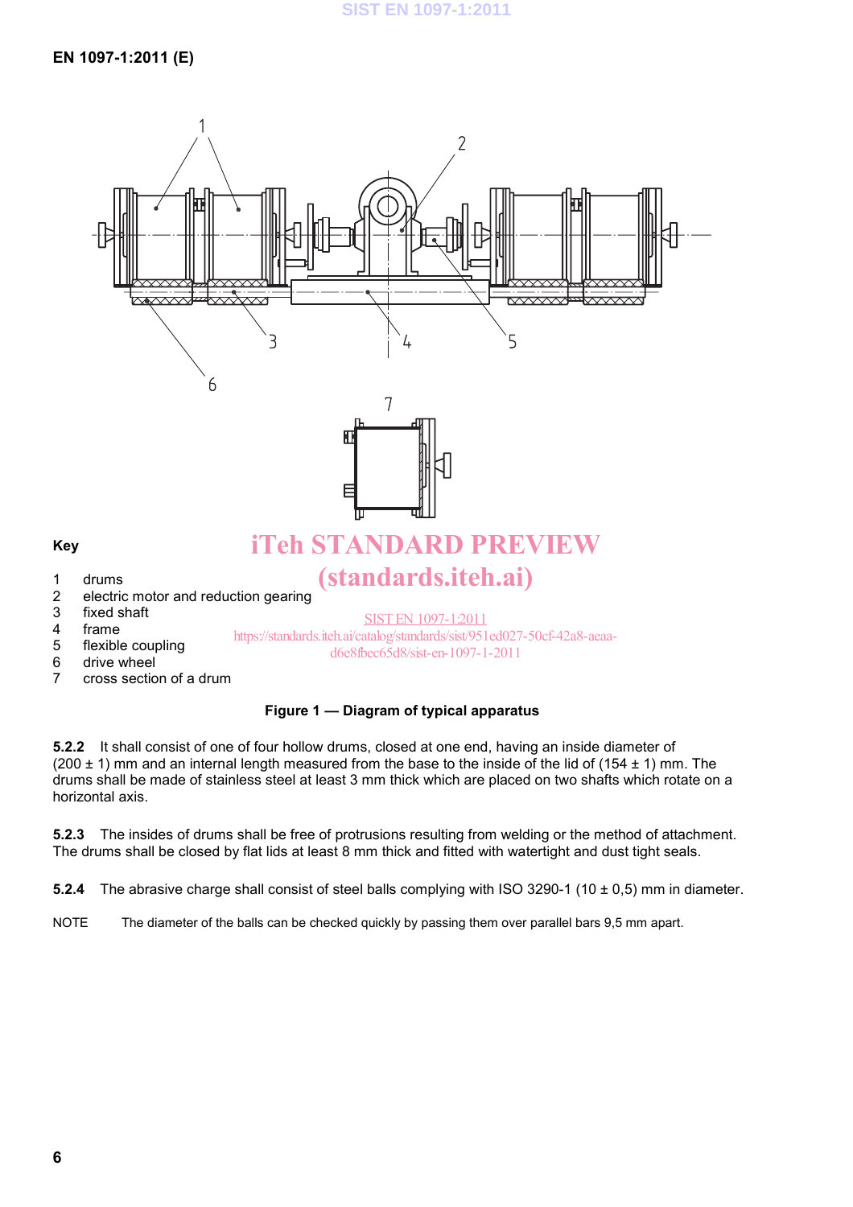Key

1 drums
2 electric motor and reduction gearing
3 fixed shaft
4 frame
5 flexible coupling
6 drive wheel
7 cross section of a drum

**Figure 1 — Diagram of typical apparatus**

**5.2.2** It shall consist of one of four hollow drums, closed at one end, having an inside diameter of (200 ± 1) mm and an internal length measured from the base to the inside of the lid of (154 ± 1) mm. The drums shall be made of stainless steel at least 3 mm thick which are placed on two shafts which rotate on a horizontal axis.

**5.2.3** The insides of drums shall be free of protrusions resulting from welding or the method of attachment. The drums shall be closed by flat lids at least 8 mm thick and fitted with watertight and dust tight seals.

**5.2.4** The abrasive charge shall consist of steel balls complying with ISO 3290-1 (10 ± 0,5) mm in diameter.

NOTE The diameter of the balls can be checked quickly by passing them over parallel bars 9,5 mm apart.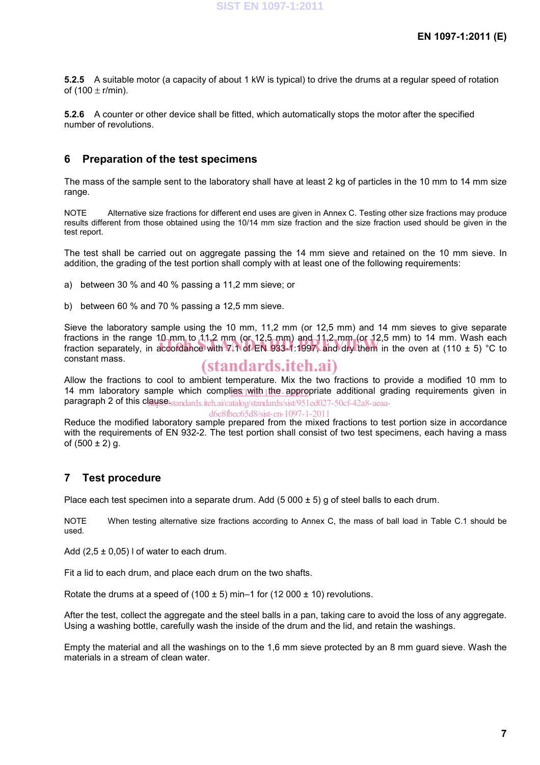**5.2.5** A suitable motor (a capacity of about 1 kW is typical) to drive the drums at a regular speed of rotation of (100 ± r/min).

**5.2.6** A counter or other device shall be fitted, which automatically stops the motor after the specified number of revolutions.

## 6 Preparation of the test specimens

The mass of the sample sent to the laboratory shall have at least 2 kg of particles in the 10 mm to 14 mm size range.

NOTE Alternative size fractions for different end uses are given in Annex C. Testing other size fractions may produce results different from those obtained using the 10/14 mm size fraction and the size fraction used should be given in the test report.

The test shall be carried out on aggregate passing the 14 mm sieve and retained on the 10 mm sieve. In addition, the grading of the test portion shall comply with at least one of the following requirements:

a) between 30 % and 40 % passing a 11,2 mm sieve; or

b) between 60 % and 70 % passing a 12,5 mm sieve.

Sieve the laboratory sample using the 10 mm, 11,2 mm (or 12,5 mm) and 14 mm sieves to give separate fractions in the range 10 mm to 11,2 mm (or 12,5 mm) and 11,2 mm (or 12,5 mm) to 14 mm. Wash each fraction separately, in accordance with 7.1 of EN 933-1:1997, and dry them in the oven at (110 ± 5) °C to constant mass.

Allow the fractions to cool to ambient temperature. Mix the two fractions to provide a modified 10 mm to 14 mm laboratory sample which complies with the appropriate additional grading requirements given in paragraph 2 of this clause.

Reduce the modified laboratory sample prepared from the mixed fractions to test portion size in accordance with the requirements of EN 932-2. The test portion shall consist of two test specimens, each having a mass of (500 ± 2) g.

## 7 Test procedure

Place each test specimen into a separate drum. Add (5 000 ± 5) g of steel balls to each drum.

NOTE When testing alternative size fractions according to Annex C, the mass of ball load in Table C.1 should be used.

Add (2,5 ± 0,05) l of water to each drum.

Fit a lid to each drum, and place each drum on the two shafts.

Rotate the drums at a speed of (100 ± 5) min–1 for (12 000 ± 10) revolutions.

After the test, collect the aggregate and the steel balls in a pan, taking care to avoid the loss of any aggregate. Using a washing bottle, carefully wash the inside of the drum and the lid, and retain the washings.

Empty the material and all the washings on to the 1,6 mm sieve protected by an 8 mm guard sieve. Wash the materials in a stream of clean water.